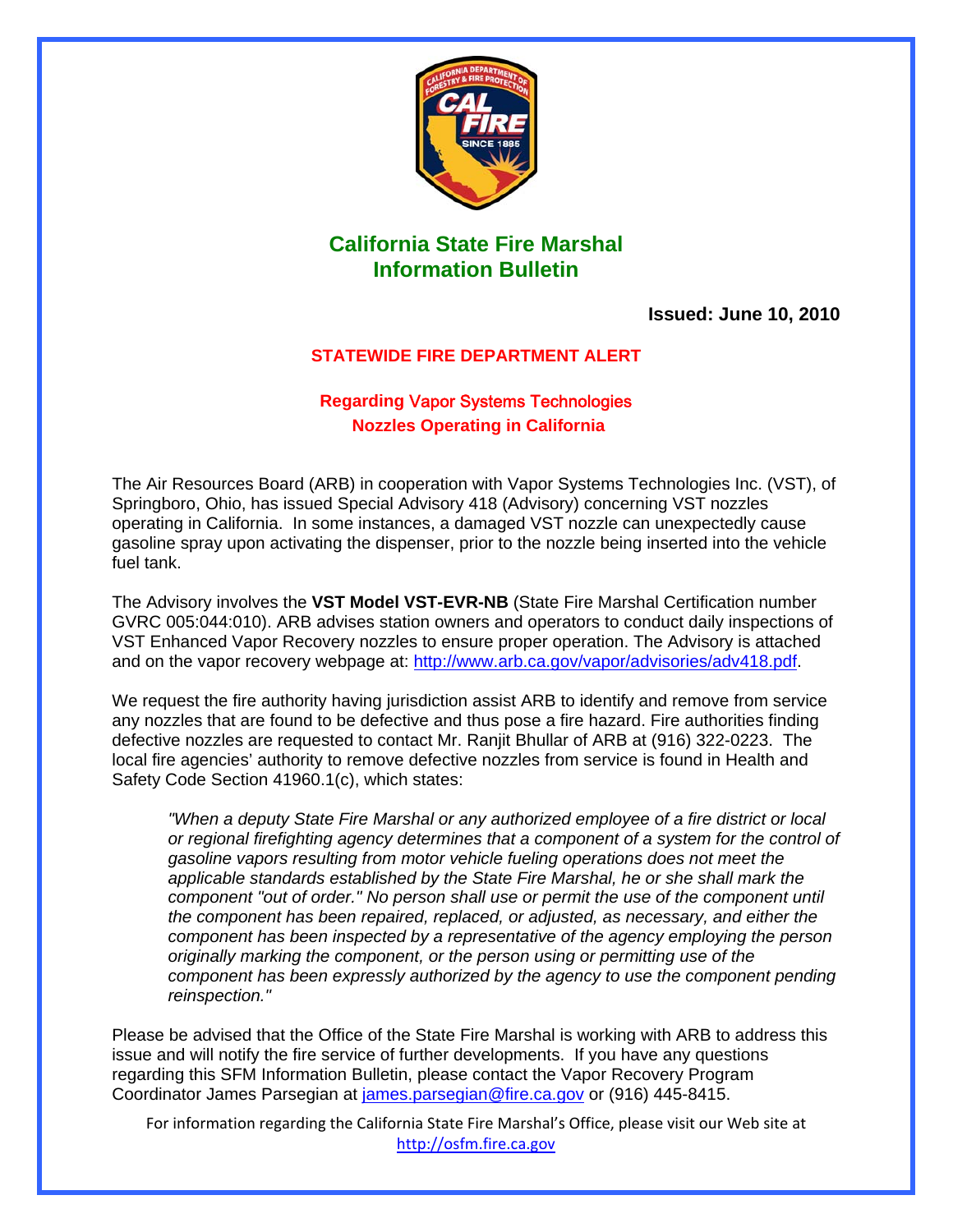# California State Fire Marshal Information Bulletin

**Issued: June 10, 2010**

## STATEWIDE FIRE DEPARTMENT ALERT

### Regarding Vapor Systems Technologies Nozzles Operating in California

The Air Resources Board (ARB) in cooperation with Vapor Systems Technologies Inc. (VST), of Springboro, Ohio, has issued Special Advisory 418 (Advisory) concerning VST nozzles operating in California. In some instances, a damaged VST nozzle can unexpectedly cause gasoline spray upon activating the dispenser, prior to the nozzle being inserted into the vehicle fuel tank.

The Advisory involves the **VST Model VST-EVR-NB** (State Fire Marshal Certification number GVRC 005:044:010). ARB advises station owners and operators to conduct daily inspections of VST Enhanced Vapor Recovery nozzles to ensure proper operation. The Advisory is attached and on the vapor recovery webpage at: http://www.arb.ca.gov/vapor/advisories/adv418.pdf.

We request the fire authority having jurisdiction assist ARB to identify and remove from service any nozzles that are found to be defective and thus pose a fire hazard. Fire authorities finding defective nozzles are requested to contact Mr. Ranjit Bhullar of ARB at (916) 322-0223. The local fire agencies' authority to remove defective nozzles from service is found in Health and Safety Code Section 41960.1(c), which states:

> *"When a deputy State Fire Marshal or any authorized employee of a fire district or local or regional firefighting agency determines that a component of a system for the control of gasoline vapors resulting from motor vehicle fueling operations does not meet the applicable standards established by the State Fire Marshal, he or she shall mark the component "out of order." No person shall use or permit the use of the component until the component has been repaired, replaced, or adjusted, as necessary, and either the component has been inspected by a representative of the agency employing the person originally marking the component, or the person using or permitting use of the component has been expressly authorized by the agency to use the component pending reinspection."*

Please be advised that the Office of the State Fire Marshal is working with ARB to address this issue and will notify the fire service of further developments. If you have any questions regarding this SFM Information Bulletin, please contact the Vapor Recovery Program Coordinator James Parsegian at james.parsegian@fire.ca.gov or (916) 445-8415.

For information regarding the California State Fire Marshal's Office, please visit our Web site at http://osfm.fire.ca.gov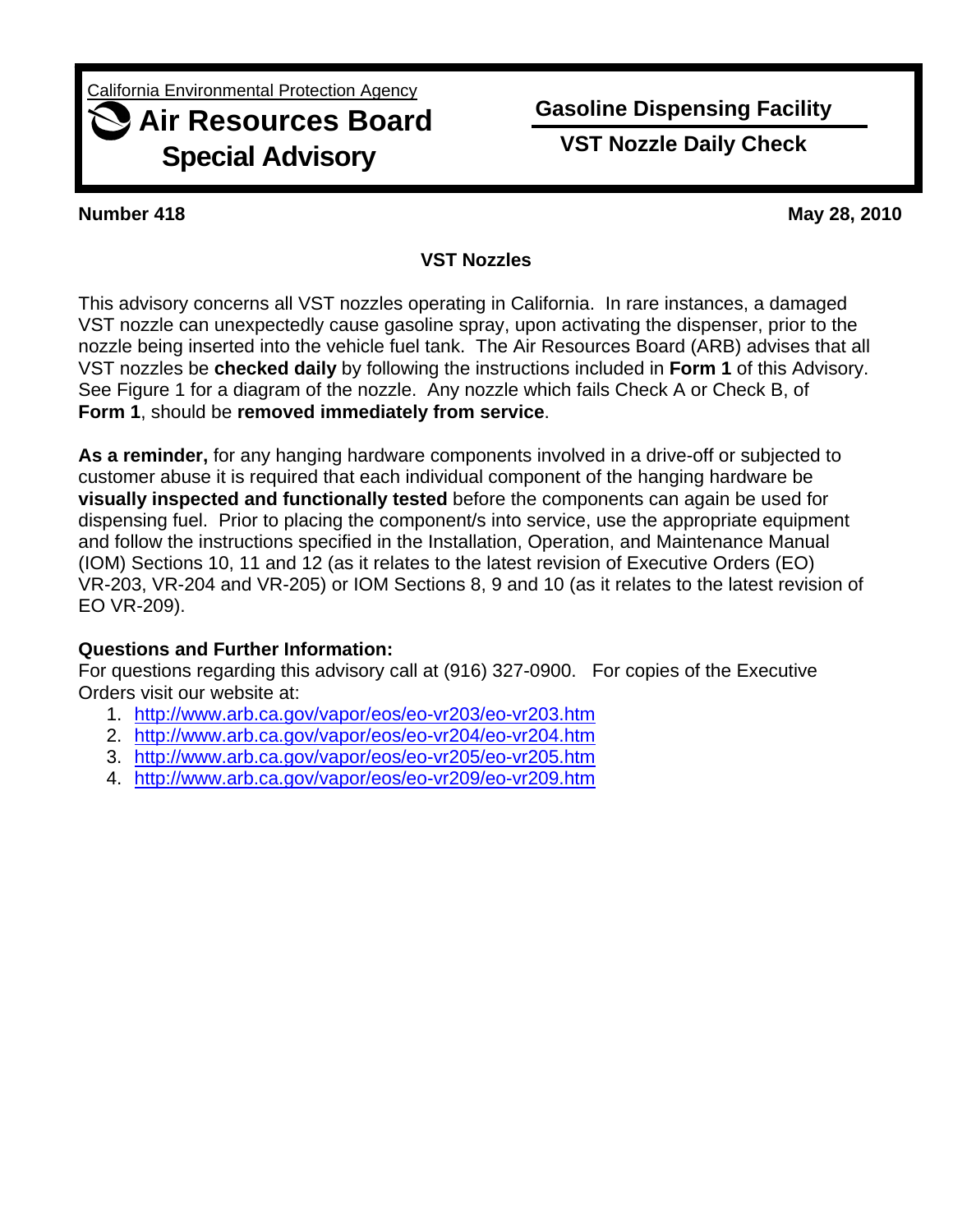California Environmental Protection Agency

# Air Resources Board Special Advisory

## Gasoline Dispensing Facility

## VST Nozzle Daily Check

**Number 418** **May 28, 2010**

### VST Nozzles

This advisory concerns all VST nozzles operating in California. In rare instances, a damaged VST nozzle can unexpectedly cause gasoline spray, upon activating the dispenser, prior to the nozzle being inserted into the vehicle fuel tank. The Air Resources Board (ARB) advises that all VST nozzles be **checked daily** by following the instructions included in **Form 1** of this Advisory. See Figure 1 for a diagram of the nozzle. Any nozzle which fails Check A or Check B, of **Form 1**, should be **removed immediately from service**.

**As a reminder,** for any hanging hardware components involved in a drive-off or subjected to customer abuse it is required that each individual component of the hanging hardware be **visually inspected and functionally tested** before the components can again be used for dispensing fuel. Prior to placing the component/s into service, use the appropriate equipment and follow the instructions specified in the Installation, Operation, and Maintenance Manual (IOM) Sections 10, 11 and 12 (as it relates to the latest revision of Executive Orders (EO) VR-203, VR-204 and VR-205) or IOM Sections 8, 9 and 10 (as it relates to the latest revision of EO VR-209).

**Questions and Further Information:**
For questions regarding this advisory call at (916) 327-0900. For copies of the Executive Orders visit our website at:

1. http://www.arb.ca.gov/vapor/eos/eo-vr203/eo-vr203.htm
2. http://www.arb.ca.gov/vapor/eos/eo-vr204/eo-vr204.htm
3. http://www.arb.ca.gov/vapor/eos/eo-vr205/eo-vr205.htm
4. http://www.arb.ca.gov/vapor/eos/eo-vr209/eo-vr209.htm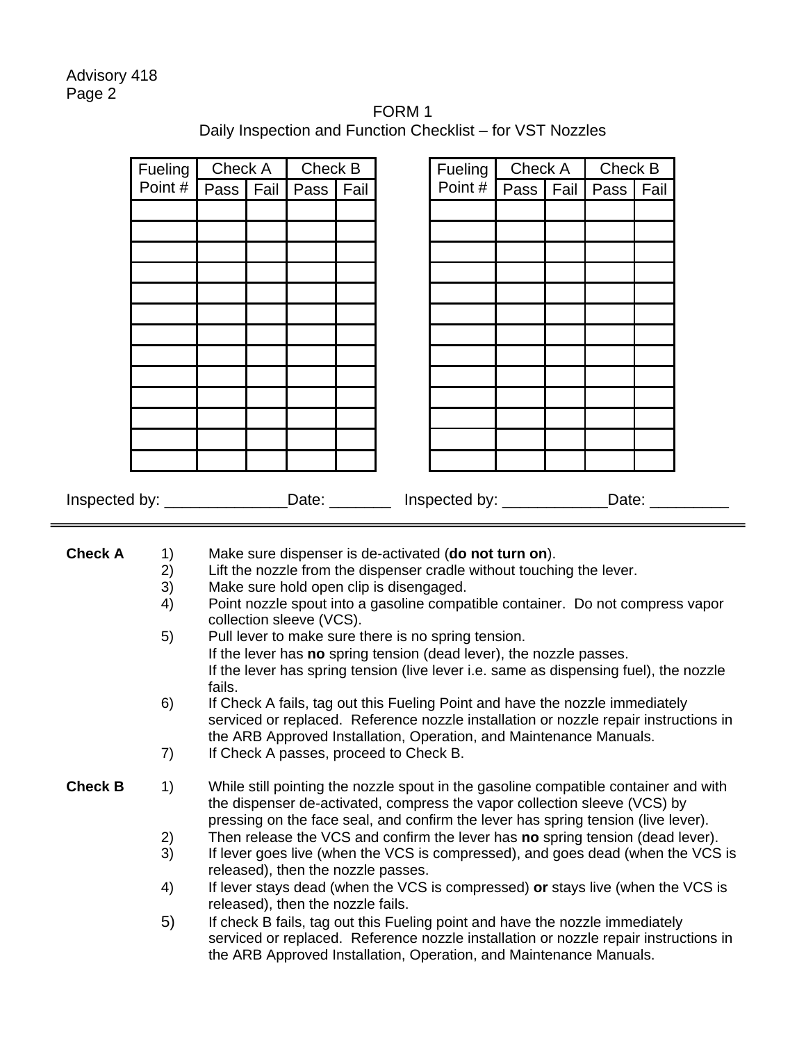Advisory 418
Page 2

FORM 1
Daily Inspection and Function Checklist – for VST Nozzles

| Fueling Point # | Check A | | Check B | |
|---|---|---|---|---|
| | Pass | Fail | Pass | Fail |
| | | | | |
| | | | | |
| | | | | |
| | | | | |
| | | | | |
| | | | | |
| | | | | |
| | | | | |
| | | | | |
| | | | | |
| | | | | |
| | | | | |
| | | | | |

Inspected by: ______________Date: _______

| Fueling Point # | Check A | | Check B | |
|---|---|---|---|---|
| | Pass | Fail | Pass | Fail |
| | | | | |
| | | | | |
| | | | | |
| | | | | |
| | | | | |
| | | | | |
| | | | | |
| | | | | |
| | | | | |
| | | | | |
| | | | | |
| | | | | |
| | | | | |

Inspected by: ____________Date: _________

---

**Check A**

1) Make sure dispenser is de-activated (**do not turn on**).
2) Lift the nozzle from the dispenser cradle without touching the lever.
3) Make sure hold open clip is disengaged.
4) Point nozzle spout into a gasoline compatible container. Do not compress vapor collection sleeve (VCS).
5) Pull lever to make sure there is no spring tension.
   If the lever has **no** spring tension (dead lever), the nozzle passes.
   If the lever has spring tension (live lever i.e. same as dispensing fuel), the nozzle fails.
6) If Check A fails, tag out this Fueling Point and have the nozzle immediately serviced or replaced. Reference nozzle installation or nozzle repair instructions in the ARB Approved Installation, Operation, and Maintenance Manuals.
7) If Check A passes, proceed to Check B.

**Check B**

1) While still pointing the nozzle spout in the gasoline compatible container and with the dispenser de-activated, compress the vapor collection sleeve (VCS) by pressing on the face seal, and confirm the lever has spring tension (live lever).
2) Then release the VCS and confirm the lever has **no** spring tension (dead lever).
3) If lever goes live (when the VCS is compressed), and goes dead (when the VCS is released), then the nozzle passes.
4) If lever stays dead (when the VCS is compressed) **or** stays live (when the VCS is released), then the nozzle fails.
5) If check B fails, tag out this Fueling point and have the nozzle immediately serviced or replaced. Reference nozzle installation or nozzle repair instructions in the ARB Approved Installation, Operation, and Maintenance Manuals.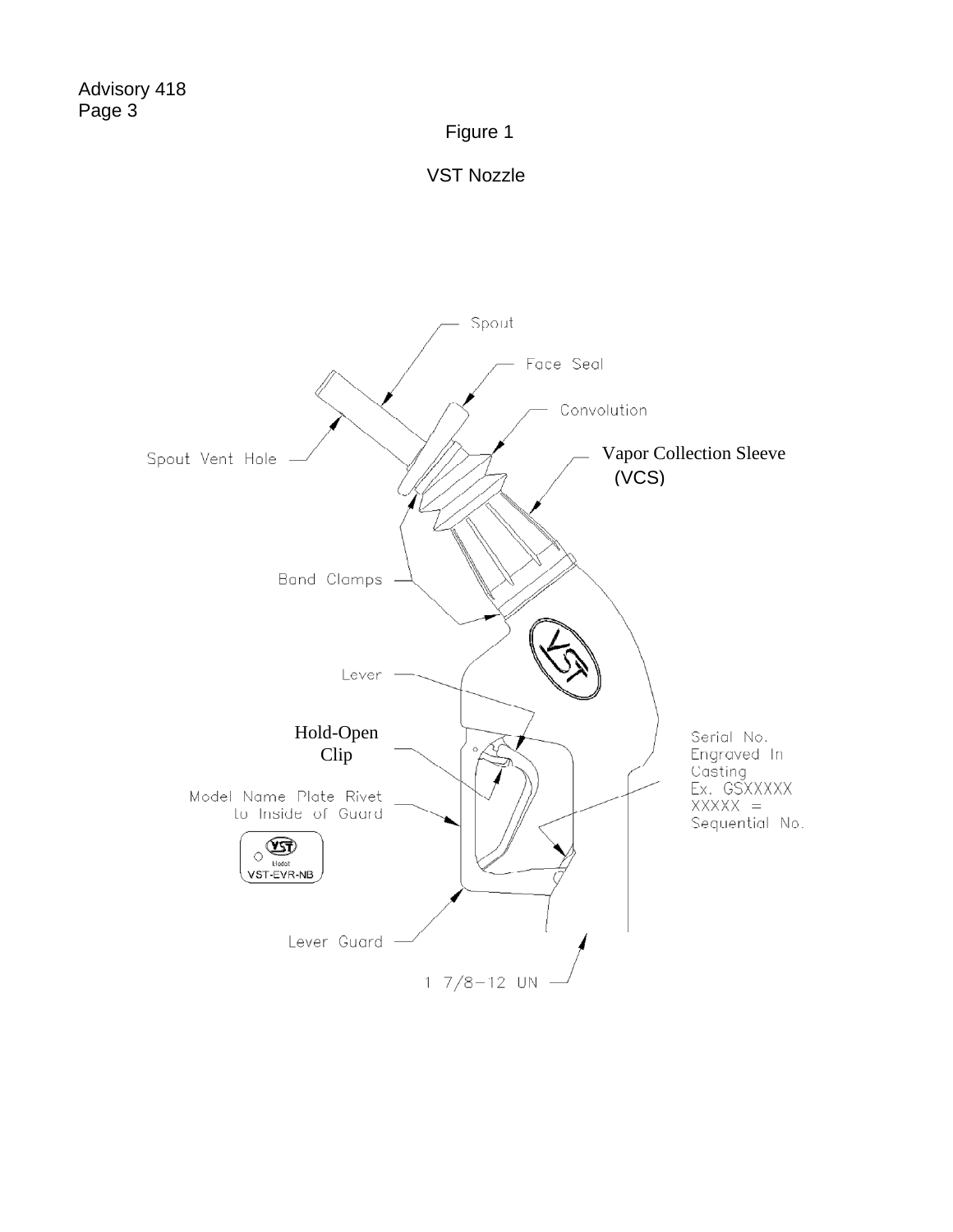Figure 1

VST Nozzle

Spout

Face Seal

Convolution

Vapor Collection Sleeve (VCS)

Spout Vent Hole

Band Clamps

Lever

Hold-Open Clip

Model Name Plate Rivet to Inside of Guard

VST

Model

VST-EVR-NB

Serial No. Engraved In Casting Ex. GSXXXXX XXXXX = Sequential No.

Lever Guard

1 7/8-12 UN